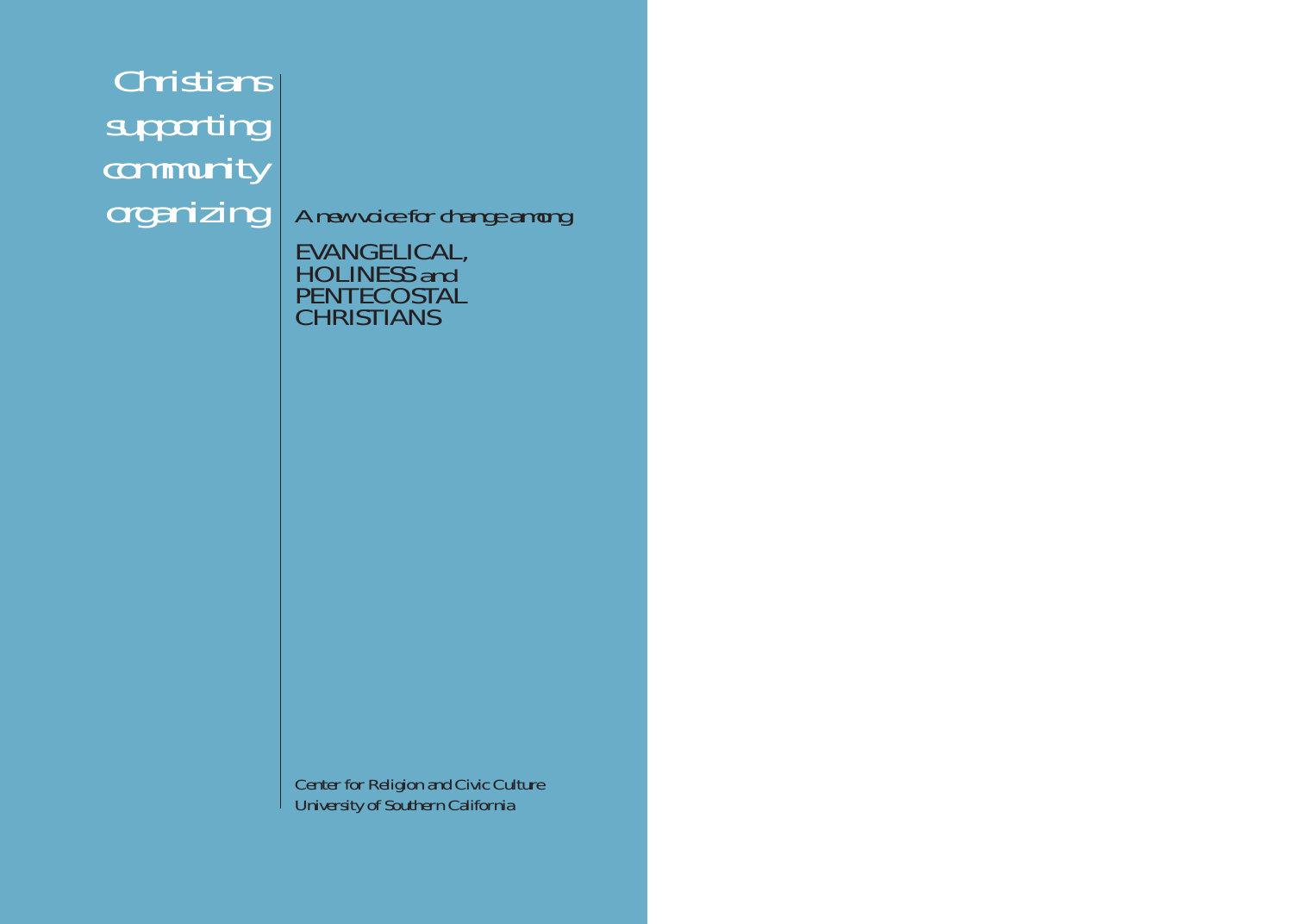# Christians supporting community organizing

A new voice for change among

## EVANGELICAL, HOLINESS and PENTECOSTAL CHRISTIANS

Center for Religion and Civic Culture
University of Southern California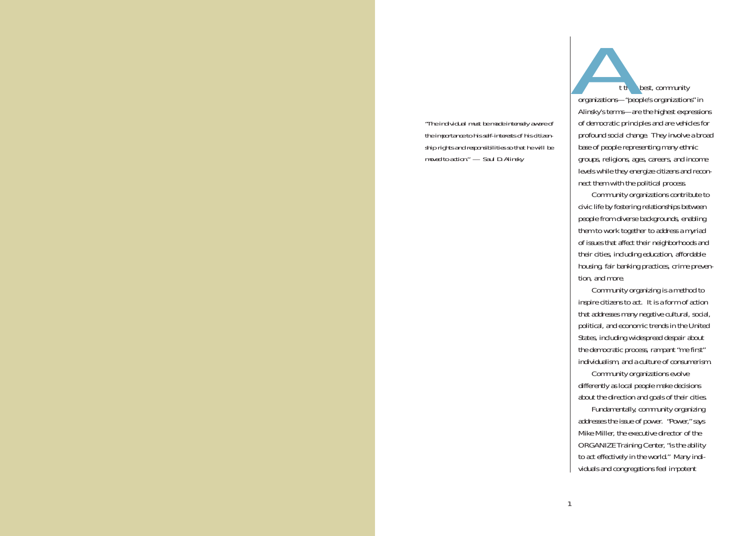"The individual must be made intensely aware of the importance to his self-interests of his citizenship rights and responsibilities so that he will be moved to action." — Saul D. Alinsky

At their best, community organizations—"people's organizations" in Alinsky's terms—are the highest expressions of democratic principles and are vehicles for profound social change. They involve a broad base of people representing many ethnic groups, religions, ages, careers, and income levels while they energize citizens and reconnect them with the political process.

Community organizations contribute to civic life by fostering relationships between people from diverse backgrounds, enabling them to work together to address a myriad of issues that affect their neighborhoods and their cities, including education, affordable housing, fair banking practices, crime prevention, and more.

Community organizing is a method to inspire citizens to act. It is a form of action that addresses many negative cultural, social, political, and economic trends in the United States, including widespread despair about the democratic process, rampant "me first" individualism, and a culture of consumerism.

Community organizations evolve differently as local people make decisions about the direction and goals of their cities.

Fundamentally, community organizing addresses the issue of power. "Power," says Mike Miller, the executive director of the ORGANIZE Training Center, "is the ability to act effectively in the world." Many individuals and congregations feel impotent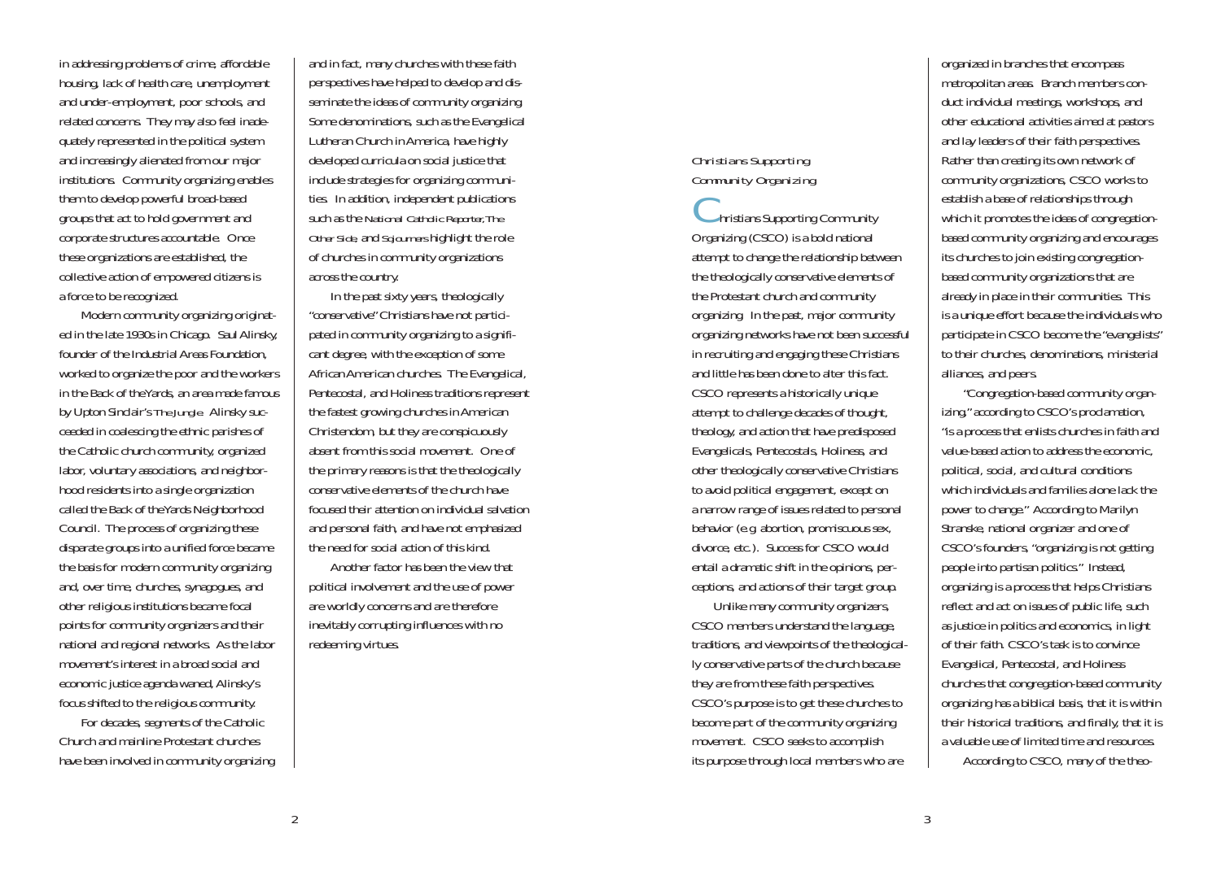in addressing problems of crime, affordable housing, lack of health care, unemployment and under-employment, poor schools, and related concerns. They may also feel inadequately represented in the political system and increasingly alienated from our major institutions. Community organizing enables them to develop powerful broad-based groups that act to hold government and corporate structures accountable. Once these organizations are established, the collective action of empowered citizens is a force to be recognized.

Modern community organizing originated in the late 1930s in Chicago. Saul Alinsky, founder of the Industrial Areas Foundation, worked to organize the poor and the workers in the Back of the Yards, an area made famous by Upton Sinclair's *The Jungle*. Alinsky succeeded in coalescing the ethnic parishes of the Catholic church community, organized labor, voluntary associations, and neighborhood residents into a single organization called the Back of the Yards Neighborhood Council. The process of organizing these disparate groups into a unified force became the basis for modern community organizing and, over time, churches, synagogues, and other religious institutions became focal points for community organizers and their national and regional networks. As the labor movement's interest in a broad social and economic justice agenda waned, Alinsky's focus shifted to the religious community.

For decades, segments of the Catholic Church and mainline Protestant churches have been involved in community organizing and in fact, many churches with these faith perspectives have helped to develop and disseminate the ideas of community organizing. Some denominations, such as the Evangelical Lutheran Church in America, have highly developed curricula on social justice that include strategies for organizing communities. In addition, independent publications such as the *National Catholic Reporter*, *The Other Side*, and *Sojourners* highlight the role of churches in community organizations across the country.

In the past sixty years, theologically "conservative" Christians have not participated in community organizing to a significant degree, with the exception of some African American churches. The Evangelical, Pentecostal, and Holiness traditions represent the fastest growing churches in American Christendom, but they are conspicuously absent from this social movement. One of the primary reasons is that the theologically conservative elements of the church have focused their attention on individual salvation and personal faith, and have not emphasized the need for social action of this kind.

Another factor has been the view that political involvement and the use of power are worldly concerns and are therefore inevitably corrupting influences with no redeeming virtues.

### *Christians Supporting Community Organizing*

Christians Supporting Community Organizing (CSCO) is a bold national attempt to change the relationship between the theologically conservative elements of the Protestant church and community organizing. In the past, major community organizing networks have not been successful in recruiting and engaging these Christians and little has been done to alter this fact. CSCO represents a historically unique attempt to challenge decades of thought, theology, and action that have predisposed Evangelicals, Pentecostals, Holiness, and other theologically conservative Christians to avoid political engagement, except on a narrow range of issues related to personal behavior (e.g. abortion, promiscuous sex, divorce, etc.). Success for CSCO would entail a dramatic shift in the opinions, perceptions, and actions of their target group.

Unlike many community organizers, CSCO members understand the language, traditions, and viewpoints of the theologically conservative parts of the church because they are from these faith perspectives. CSCO's purpose is to get these churches to become part of the community organizing movement. CSCO seeks to accomplish its purpose through local members who are organized in branches that encompass metropolitan areas. Branch members conduct individual meetings, workshops, and other educational activities aimed at pastors and lay leaders of their faith perspectives. Rather than creating its own network of community organizations, CSCO works to establish a base of relationships through which it promotes the ideas of congregation-based community organizing and encourages its churches to join existing congregation-based community organizations that are already in place in their communities. This is a unique effort because the individuals who participate in CSCO become the "evangelists" to their churches, denominations, ministerial alliances, and peers.

"Congregation-based community organizing," according to CSCO's proclamation, "is a process that enlists churches in faith and value-based action to address the economic, political, social, and cultural conditions which individuals and families alone lack the power to change." According to Marilyn Stranske, national organizer and one of CSCO's founders, "organizing is not getting people into partisan politics." Instead, organizing is a process that helps Christians reflect and act on issues of public life, such as justice in politics and economics, in light of their faith. CSCO's task is to convince Evangelical, Pentecostal, and Holiness churches that congregation-based community organizing has a biblical basis, that it is within their historical traditions, and finally, that it is a valuable use of limited time and resources.

According to CSCO, many of the theo-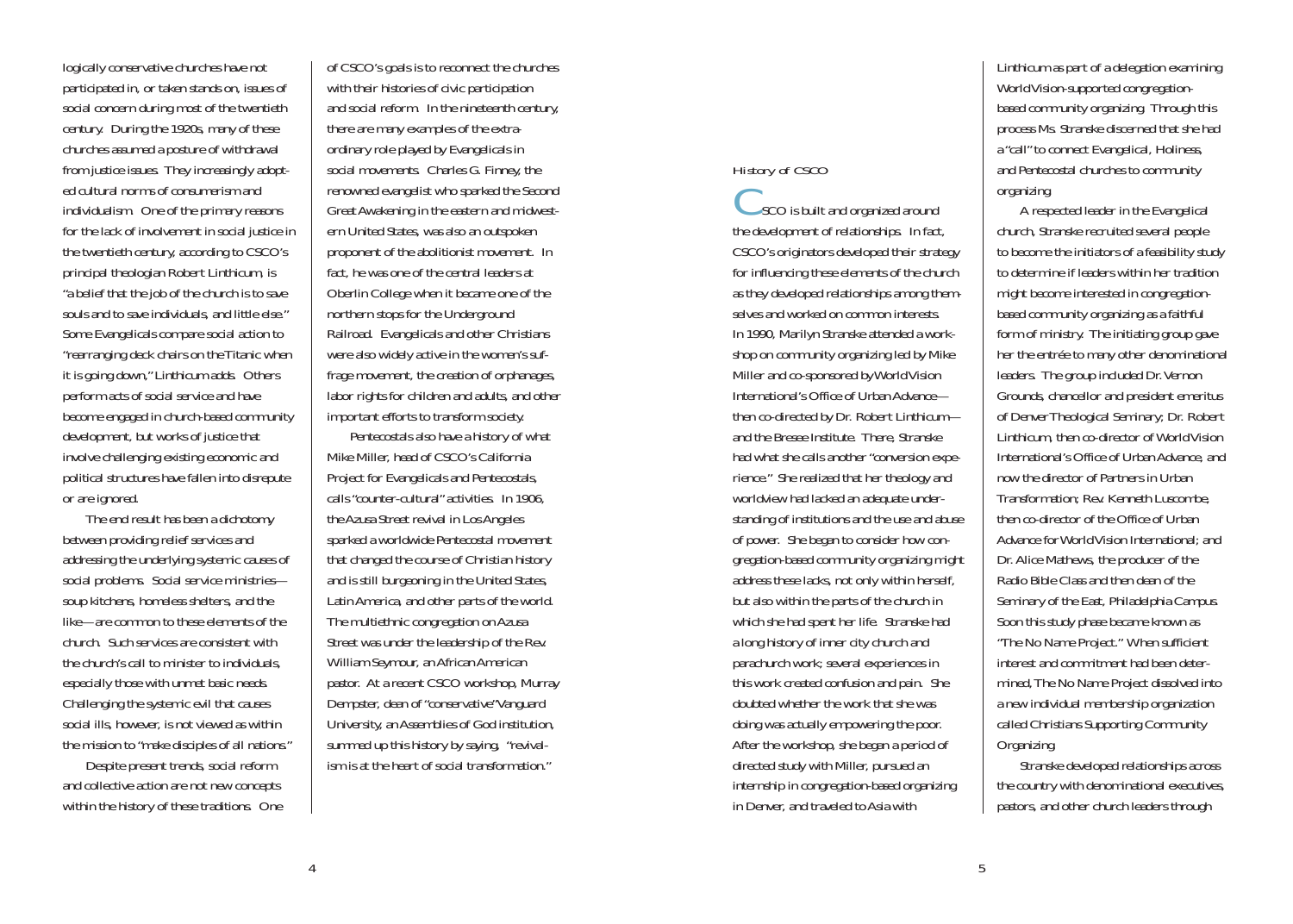logically conservative churches have not participated in, or taken stands on, issues of social concern during most of the twentieth century. During the 1920s, many of these churches assumed a posture of withdrawal from justice issues. They increasingly adopted cultural norms of consumerism and individualism. One of the primary reasons for the lack of involvement in social justice in the twentieth century, according to CSCO's principal theologian Robert Linthicum, is "a belief that the job of the church is to save souls and to save individuals, and little else." Some Evangelicals compare social action to "rearranging deck chairs on the Titanic when it is going down," Linthicum adds. Others perform acts of social service and have become engaged in church-based community development, but works of justice that involve challenging existing economic and political structures have fallen into disrepute or are ignored.

The end result has been a dichotomy between providing relief services and addressing the underlying systemic causes of social problems. Social service ministries—soup kitchens, homeless shelters, and the like—are common to these elements of the church. Such services are consistent with the church's call to minister to individuals, especially those with unmet basic needs. Challenging the systemic evil that causes social ills, however, is not viewed as within the mission to "make disciples of all nations."

Despite present trends, social reform and collective action are not new concepts within the history of these traditions. One of CSCO's goals is to reconnect the churches with their histories of civic participation and social reform. In the nineteenth century, there are many examples of the extraordinary role played by Evangelicals in social movements. Charles G. Finney, the renowned evangelist who sparked the Second Great Awakening in the eastern and midwestern United States, was also an outspoken proponent of the abolitionist movement. In fact, he was one of the central leaders at Oberlin College when it became one of the northern stops for the Underground Railroad. Evangelicals and other Christians were also widely active in the women's suffrage movement, the creation of orphanages, labor rights for children and adults, and other important efforts to transform society.

Pentecostals also have a history of what Mike Miller, head of CSCO's California Project for Evangelicals and Pentecostals, calls "counter-cultural" activities. In 1906, the Azusa Street revival in Los Angeles sparked a worldwide Pentecostal movement that changed the course of Christian history and is still burgeoning in the United States, Latin America, and other parts of the world. The multiethnic congregation on Azusa Street was under the leadership of the Rev. William Seymour, an African American pastor. At a recent CSCO workshop, Murray Dempster, dean of "conservative" Vanguard University, an Assemblies of God institution, summed up this history by saying, "revivalism is at the heart of social transformation."

## History of CSCO

CSCO is built and organized around the development of relationships. In fact, CSCO's originators developed their strategy for influencing these elements of the church as they developed relationships among themselves and worked on common interests. In 1990, Marilyn Stranske attended a workshop on community organizing led by Mike Miller and co-sponsored by World Vision International's Office of Urban Advance—then co-directed by Dr. Robert Linthicum—and the Bresee Institute. There, Stranske had what she calls another "conversion experience." She realized that her theology and worldview had lacked an adequate understanding of institutions and the use and abuse of power. She began to consider how congregation-based community organizing might address these lacks, not only within herself, but also within the parts of the church in which she had spent her life. Stranske had a long history of inner city church and parachurch work; several experiences in this work created confusion and pain. She doubted whether the work that she was doing was actually empowering the poor. After the workshop, she began a period of directed study with Miller, pursued an internship in congregation-based organizing in Denver, and traveled to Asia with Linthicum as part of a delegation examining World Vision-supported congregation-based community organizing. Through this process Ms. Stranske discerned that she had a "call" to connect Evangelical, Holiness, and Pentecostal churches to community organizing.

A respected leader in the Evangelical church, Stranske recruited several people to become the initiators of a feasibility study to determine if leaders within her tradition might become interested in congregation-based community organizing as a faithful form of ministry. The initiating group gave her the entrée to many other denominational leaders. The group included Dr. Vernon Grounds, chancellor and president emeritus of Denver Theological Seminary; Dr. Robert Linthicum, then co-director of World Vision International's Office of Urban Advance, and now the director of Partners in Urban Transformation; Rev. Kenneth Luscombe, then co-director of the Office of Urban Advance for World Vision International; and Dr. Alice Mathews, the producer of the Radio Bible Class and then dean of the Seminary of the East, Philadelphia Campus. Soon this study phase became known as "The No Name Project." When sufficient interest and commitment had been determined, The No Name Project dissolved into a new individual membership organization called Christians Supporting Community Organizing.

Stranske developed relationships across the country with denominational executives, pastors, and other church leaders through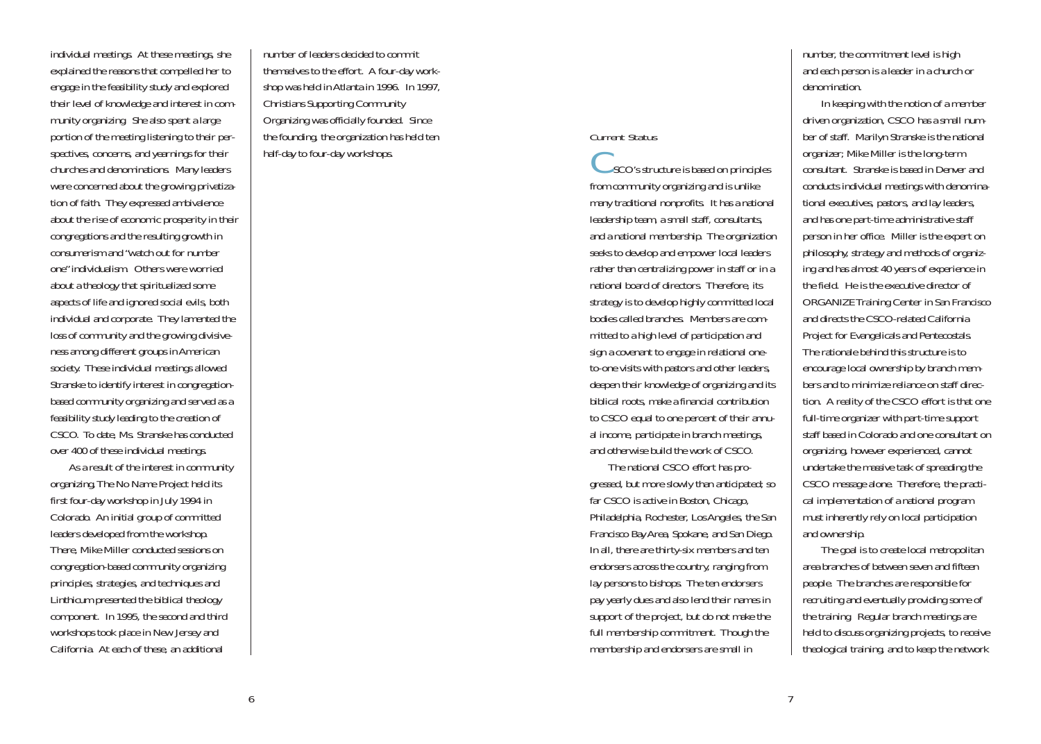individual meetings. At these meetings, she explained the reasons that compelled her to engage in the feasibility study and explored their level of knowledge and interest in community organizing. She also spent a large portion of the meeting listening to their perspectives, concerns, and yearnings for their churches and denominations. Many leaders were concerned about the growing privatization of faith. They expressed ambivalence about the rise of economic prosperity in their congregations and the resulting growth in consumerism and "watch out for number one" individualism. Others were worried about a theology that spiritualized some aspects of life and ignored social evils, both individual and corporate. They lamented the loss of community and the growing divisiveness among different groups in American society. These individual meetings allowed Stranske to identify interest in congregation-based community organizing and served as a feasibility study leading to the creation of CSCO. To date, Ms. Stranske has conducted over 400 of these individual meetings.

As a result of the interest in community organizing, The No Name Project held its first four-day workshop in July 1994 in Colorado. An initial group of committed leaders developed from the workshop. There, Mike Miller conducted sessions on congregation-based community organizing principles, strategies, and techniques and Linthicum presented the biblical theology component. In 1995, the second and third workshops took place in New Jersey and California. At each of these, an additional number of leaders decided to commit themselves to the effort. A four-day workshop was held in Atlanta in 1996. In 1997, Christians Supporting Community Organizing was officially founded. Since the founding, the organization has held ten half-day to four-day workshops.

## Current Status

CSCO's structure is based on principles from community organizing and is unlike many traditional nonprofits. It has a national leadership team, a small staff, consultants, and a national membership. The organization seeks to develop and empower local leaders rather than centralizing power in staff or in a national board of directors. Therefore, its strategy is to develop highly committed local bodies called branches. Members are committed to a high level of participation and sign a covenant to engage in relational one-to-one visits with pastors and other leaders, deepen their knowledge of organizing and its biblical roots, make a financial contribution to CSCO equal to one percent of their annual income, participate in branch meetings, and otherwise build the work of CSCO.

The national CSCO effort has progressed, but more slowly than anticipated; so far CSCO is active in Boston, Chicago, Philadelphia, Rochester, Los Angeles, the San Francisco Bay Area, Spokane, and San Diego. In all, there are thirty-six members and ten endorsers across the country, ranging from lay persons to bishops. The ten endorsers pay yearly dues and also lend their names in support of the project, but do not make the full membership commitment. Though the membership and endorsers are small in number, the commitment level is high and each person is a leader in a church or denomination.

In keeping with the notion of a member driven organization, CSCO has a small number of staff. Marilyn Stranske is the national organizer; Mike Miller is the long-term consultant. Stranske is based in Denver and conducts individual meetings with denominational executives, pastors, and lay leaders, and has one part-time administrative staff person in her office. Miller is the expert on philosophy, strategy and methods of organizing and has almost 40 years of experience in the field. He is the executive director of ORGANIZE Training Center in San Francisco and directs the CSCO-related California Project for Evangelicals and Pentecostals. The rationale behind this structure is to encourage local ownership by branch members and to minimize reliance on staff direction. A reality of the CSCO effort is that one full-time organizer with part-time support staff based in Colorado and one consultant on organizing, however experienced, cannot undertake the massive task of spreading the CSCO message alone. Therefore, the practical implementation of a national program must inherently rely on local participation and ownership.

The goal is to create local metropolitan area branches of between seven and fifteen people. The branches are responsible for recruiting and eventually providing some of the training. Regular branch meetings are held to discuss organizing projects, to receive theological training, and to keep the network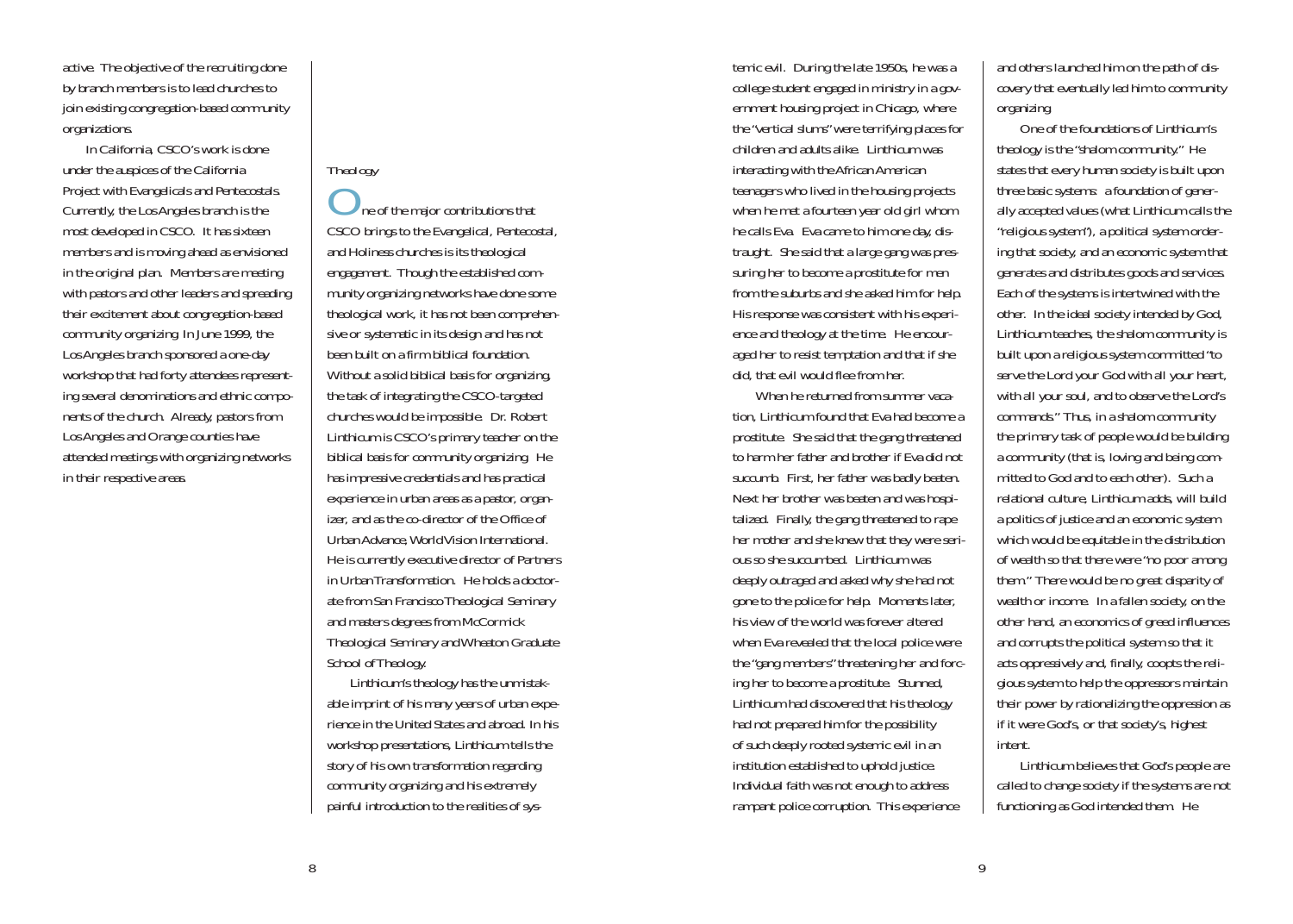active. The objective of the recruiting done by branch members is to lead churches to join existing congregation-based community organizations.

In California, CSCO's work is done under the auspices of the California Project with Evangelicals and Pentecostals. Currently, the Los Angeles branch is the most developed in CSCO. It has sixteen members and is moving ahead as envisioned in the original plan. Members are meeting with pastors and other leaders and spreading their excitement about congregation-based community organizing. In June 1999, the Los Angeles branch sponsored a one-day workshop that had forty attendees representing several denominations and ethnic components of the church. Already, pastors from Los Angeles and Orange counties have attended meetings with organizing networks in their respective areas.

*Theology*

One of the major contributions that CSCO brings to the Evangelical, Pentecostal, and Holiness churches is its theological engagement. Though the established community organizing networks have done some theological work, it has not been comprehensive or systematic in its design and has not been built on a firm biblical foundation. Without a solid biblical basis for organizing, the task of integrating the CSCO-targeted churches would be impossible. Dr. Robert Linthicum is CSCO's primary teacher on the biblical basis for community organizing. He has impressive credentials and has practical experience in urban areas as a pastor, organizer, and as the co-director of the Office of Urban Advance, World Vision International. He is currently executive director of Partners in Urban Transformation. He holds a doctorate from San Francisco Theological Seminary and masters degrees from McCormick Theological Seminary and Wheaton Graduate School of Theology.

Linthicum's theology has the unmistakable imprint of his many years of urban experience in the United States and abroad. In his workshop presentations, Linthicum tells the story of his own transformation regarding community organizing and his extremely painful introduction to the realities of systemic evil. During the late 1950s, he was a college student engaged in ministry in a government housing project in Chicago, where the "vertical slums" were terrifying places for children and adults alike. Linthicum was interacting with the African American teenagers who lived in the housing projects when he met a fourteen year old girl whom he calls Eva. Eva came to him one day, distraught. She said that a large gang was pressuring her to become a prostitute for men from the suburbs and she asked him for help. His response was consistent with his experience and theology at the time. He encouraged her to resist temptation and that if she did, that evil would flee from her.

When he returned from summer vacation, Linthicum found that Eva had become a prostitute. She said that the gang threatened to harm her father and brother if Eva did not succumb. First, her father was badly beaten. Next her brother was beaten and was hospitalized. Finally, the gang threatened to rape her mother and she knew that they were serious so she succumbed. Linthicum was deeply outraged and asked why she had not gone to the police for help. Moments later, his view of the world was forever altered when Eva revealed that the local police were the "gang members" threatening her and forcing her to become a prostitute. Stunned, Linthicum had discovered that his theology had not prepared him for the possibility of such deeply rooted systemic evil in an institution established to uphold justice. Individual faith was not enough to address rampant police corruption. This experience and others launched him on the path of discovery that eventually led him to community organizing.

One of the foundations of Linthicum's theology is the "shalom community." He states that every human society is built upon three basic systems: a foundation of generally accepted values (what Linthicum calls the "religious system"), a political system ordering that society, and an economic system that generates and distributes goods and services. Each of the systems is intertwined with the other. In the ideal society intended by God, Linthicum teaches, the shalom community is built upon a religious system committed "to serve the Lord your God with all your heart, with all your soul, and to observe the Lord's commands." Thus, in a shalom community the primary task of people would be building a community (that is, loving and being committed to God and to each other). Such a relational culture, Linthicum adds, will build a politics of justice and an economic system which would be equitable in the distribution of wealth so that there were "no poor among them." There would be no great disparity of wealth or income. In a fallen society, on the other hand, an economics of greed influences and corrupts the political system so that it acts oppressively and, finally, coopts the religious system to help the oppressors maintain their power by rationalizing the oppression as if it were God's, or that society's, highest intent.

Linthicum believes that God's people are called to change society if the systems are not functioning as God intended them. He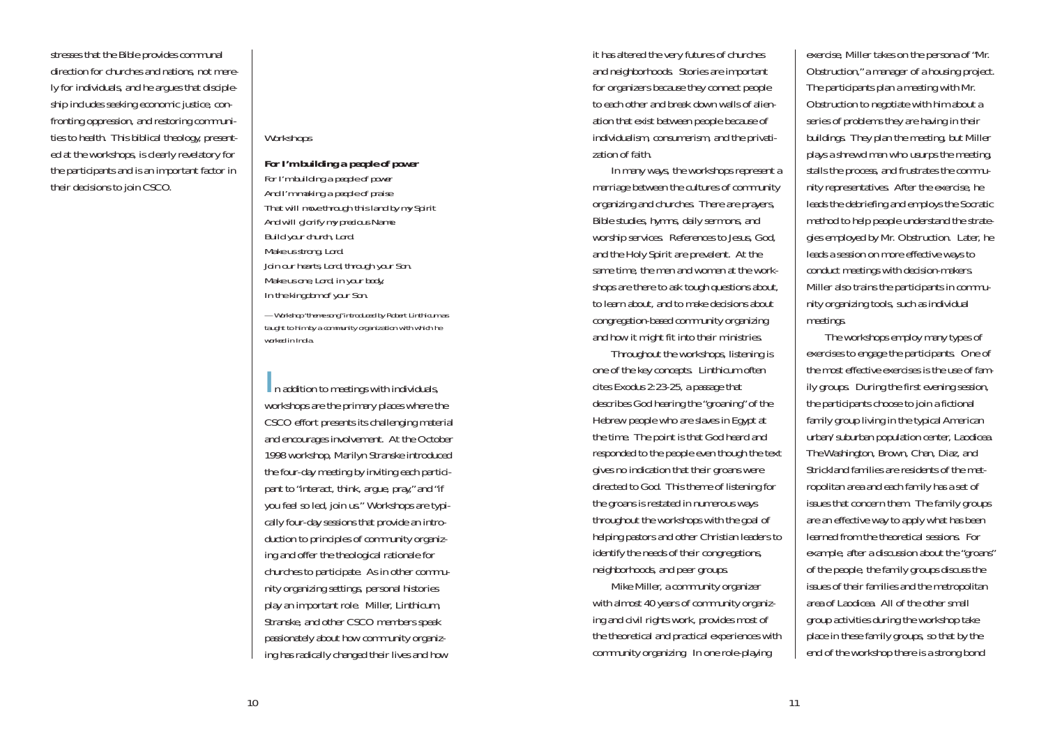stresses that the Bible provides communal direction for churches and nations, not merely for individuals, and he argues that discipleship includes seeking economic justice, confronting oppression, and restoring communities to health. This biblical theology, presented at the workshops, is clearly revelatory for the participants and is an important factor in their decisions to join CSCO.

## Workshops

**For I'm building a people of power**

*For I'm building a people of power*
*And I'm making a people of praise*
*That will move through this land by my Spirit*
*And will glorify my precious Name.*
*Build your church, Lord.*
*Make us strong, Lord.*
*Join our hearts, Lord, through your Son.*
*Make us one, Lord, in your body,*
*In the kingdom of your Son.*

*— Workshop "theme song" introduced by Robert Linthicum as taught to him by a community organization with which he worked in India.*

In addition to meetings with individuals, workshops are the primary places where the CSCO effort presents its challenging material and encourages involvement. At the October 1998 workshop, Marilyn Stranske introduced the four-day meeting by inviting each participant to "interact, think, argue, pray," and "if you feel so led, join us." Workshops are typically four-day sessions that provide an introduction to principles of community organizing and offer the theological rationale for churches to participate. As in other community organizing settings, personal histories play an important role. Miller, Linthicum, Stranske, and other CSCO members speak passionately about how community organizing has radically changed their lives and how it has altered the very futures of churches and neighborhoods. Stories are important for organizers because they connect people to each other and break down walls of alienation that exist between people because of individualism, consumerism, and the privatization of faith.

In many ways, the workshops represent a marriage between the cultures of community organizing and churches. There are prayers, Bible studies, hymns, daily sermons, and worship services. References to Jesus, God, and the Holy Spirit are prevalent. At the same time, the men and women at the workshops are there to ask tough questions about, to learn about, and to make decisions about congregation-based community organizing and how it might fit into their ministries.

Throughout the workshops, listening is one of the key concepts. Linthicum often cites Exodus 2:23-25, a passage that describes God hearing the "groaning" of the Hebrew people who are slaves in Egypt at the time. The point is that God heard and responded to the people even though the text gives no indication that their groans were directed to God. This theme of listening for the groans is restated in numerous ways throughout the workshops with the goal of helping pastors and other Christian leaders to identify the needs of their congregations, neighborhoods, and peer groups.

Mike Miller, a community organizer with almost 40 years of community organizing and civil rights work, provides most of the theoretical and practical experiences with community organizing. In one role-playing exercise, Miller takes on the persona of "Mr. Obstruction," a manager of a housing project. The participants plan a meeting with Mr. Obstruction to negotiate with him about a series of problems they are having in their buildings. They plan the meeting, but Miller plays a shrewd man who usurps the meeting, stalls the process, and frustrates the community representatives. After the exercise, he leads the debriefing and employs the Socratic method to help people understand the strategies employed by Mr. Obstruction. Later, he leads a session on more effective ways to conduct meetings with decision-makers. Miller also trains the participants in community organizing tools, such as individual meetings.

The workshops employ many types of exercises to engage the participants. One of the most effective exercises is the use of family groups. During the first evening session, the participants choose to join a fictional family group living in the typical American urban/suburban population center, Laodicea. The Washington, Brown, Chan, Diaz, and Strickland families are residents of the metropolitan area and each family has a set of issues that concern them. The family groups are an effective way to apply what has been learned from the theoretical sessions. For example, after a discussion about the "groans" of the people, the family groups discuss the issues of their families and the metropolitan area of Laodicea. All of the other small group activities during the workshop take place in these family groups, so that by the end of the workshop there is a strong bond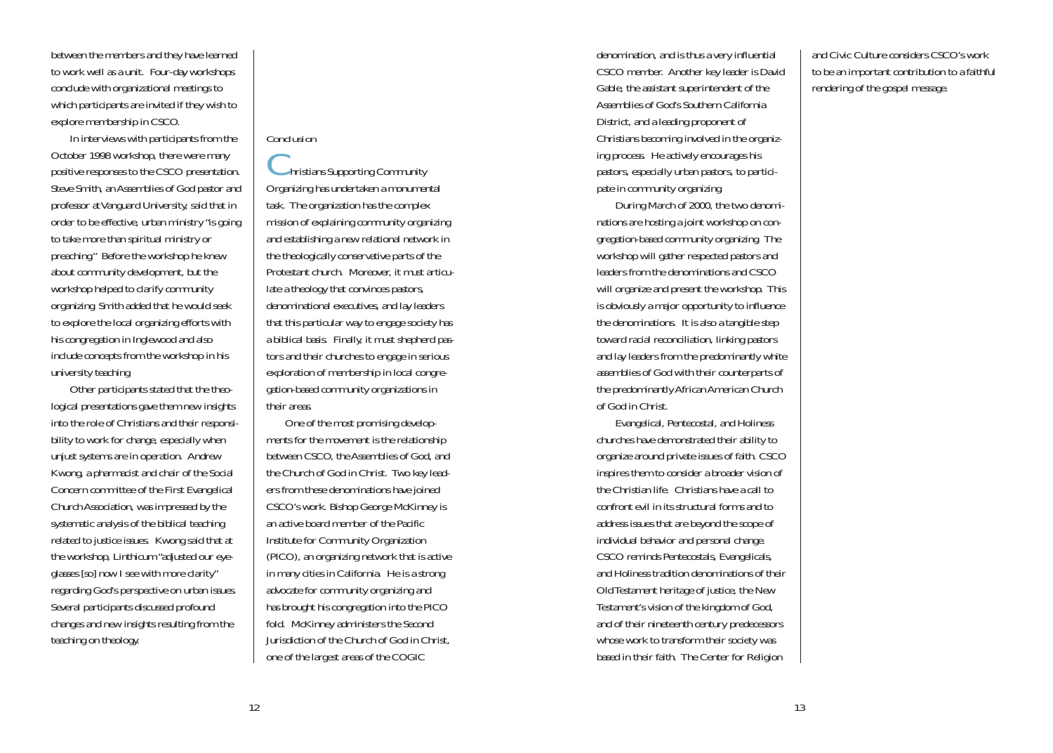between the members and they have learned to work well as a unit. Four-day workshops conclude with organizational meetings to which participants are invited if they wish to explore membership in CSCO.

In interviews with participants from the October 1998 workshop, there were many positive responses to the CSCO presentation. Steve Smith, an Assemblies of God pastor and professor at Vanguard University, said that in order to be effective, urban ministry "is going to take more than spiritual ministry or preaching." Before the workshop he knew about community development, but the workshop helped to clarify community organizing. Smith added that he would seek to explore the local organizing efforts with his congregation in Inglewood and also include concepts from the workshop in his university teaching.

Other participants stated that the theological presentations gave them new insights into the role of Christians and their responsibility to work for change, especially when unjust systems are in operation. Andrew Kwong, a pharmacist and chair of the Social Concern committee of the First Evangelical Church Association, was impressed by the systematic analysis of the biblical teaching related to justice issues. Kwong said that at the workshop, Linthicum "adjusted our eyeglasses [so] now I see with more clarity" regarding God's perspective on urban issues. Several participants discussed profound changes and new insights resulting from the teaching on theology.

## Conclusion

Christians Supporting Community Organizing has undertaken a monumental task. The organization has the complex mission of explaining community organizing and establishing a new relational network in the theologically conservative parts of the Protestant church. Moreover, it must articulate a theology that convinces pastors, denominational executives, and lay leaders that this particular way to engage society has a biblical basis. Finally, it must shepherd pastors and their churches to engage in serious exploration of membership in local congregation-based community organizations in their areas.

One of the most promising developments for the movement is the relationship between CSCO, the Assemblies of God, and the Church of God in Christ. Two key leaders from these denominations have joined CSCO's work. Bishop George McKinney is an active board member of the Pacific Institute for Community Organization (PICO), an organizing network that is active in many cities in California. He is a strong advocate for community organizing and has brought his congregation into the PICO fold. McKinney administers the Second Jurisdiction of the Church of God in Christ, one of the largest areas of the COGIC denomination, and is thus a very influential CSCO member. Another key leader is David Gable, the assistant superintendent of the Assemblies of God's Southern California District, and a leading proponent of Christians becoming involved in the organizing process. He actively encourages his pastors, especially urban pastors, to participate in community organizing.

During March of 2000, the two denominations are hosting a joint workshop on congregation-based community organizing. The workshop will gather respected pastors and leaders from the denominations and CSCO will organize and present the workshop. This is obviously a major opportunity to influence the denominations. It is also a tangible step toward racial reconciliation, linking pastors and lay leaders from the predominantly white assemblies of God with their counterparts of the predominantly African American Church of God in Christ.

Evangelical, Pentecostal, and Holiness churches have demonstrated their ability to organize around private issues of faith. CSCO inspires them to consider a broader vision of the Christian life. Christians have a call to confront evil in its structural forms and to address issues that are beyond the scope of individual behavior and personal change. CSCO reminds Pentecostals, Evangelicals, and Holiness tradition denominations of their Old Testament heritage of justice, the New Testament's vision of the kingdom of God, and of their nineteenth century predecessors whose work to transform their society was based in their faith. The Center for Religion and Civic Culture considers CSCO's work to be an important contribution to a faithful rendering of the gospel message.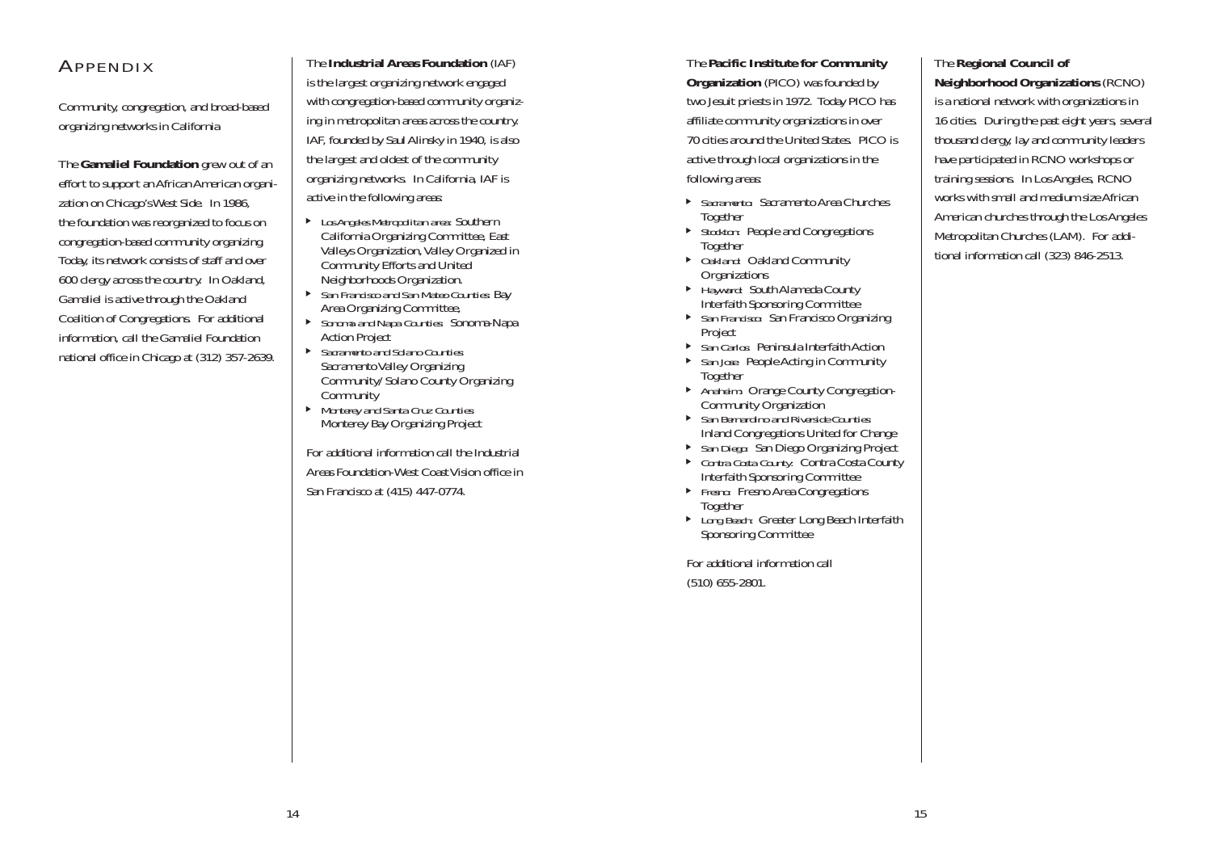# Appendix

Community, congregation, and broad-based organizing networks in California

The **Gamaliel Foundation** grew out of an effort to support an African American organization on Chicago's West Side. In 1986, the foundation was reorganized to focus on congregation-based community organizing. Today, its network consists of staff and over 600 clergy across the country. In Oakland, Gamaliel is active through the Oakland Coalition of Congregations. For additional information, call the Gamaliel Foundation national office in Chicago at (312) 357-2639.

The **Industrial Areas Foundation** (IAF) is the largest organizing network engaged with congregation-based community organizing in metropolitan areas across the country. IAF, founded by Saul Alinsky in 1940, is also the largest and oldest of the community organizing networks. In California, IAF is active in the following areas:

- Los Angeles Metropolitan area: Southern California Organizing Committee, East Valleys Organization, Valley Organized in Community Efforts and United Neighborhoods Organization.
- San Francisco and San Mateo Counties: Bay Area Organizing Committee,
- Sonoma and Napa Counties: Sonoma-Napa Action Project
- Sacramento and Solano Counties: Sacramento Valley Organizing Community/Solano County Organizing Community
- Monterey and Santa Cruz Counties: Monterey Bay Organizing Project

For additional information call the Industrial Areas Foundation-West Coast Vision office in San Francisco at (415) 447-0774.

The **Pacific Institute for Community Organization** (PICO) was founded by two Jesuit priests in 1972. Today PICO has affiliate community organizations in over 70 cities around the United States. PICO is active through local organizations in the following areas:

- Sacramento: Sacramento Area Churches Together
- Stockton: People and Congregations Together
- Oakland: Oakland Community Organizations
- Hayward: South Alameda County Interfaith Sponsoring Committee
- San Francisco: San Francisco Organizing Project
- San Carlos: Peninsula Interfaith Action
- San Jose: People Acting in Community Together
- Anaheim: Orange County Congregation-Community Organization
- San Bernardino and Riverside Counties: Inland Congregations United for Change
- San Diego: San Diego Organizing Project
- Contra Costa County: Contra Costa County Interfaith Sponsoring Committee
- Fresno: Fresno Area Congregations Together
- Long Beach: Greater Long Beach Interfaith Sponsoring Committee

For additional information call (510) 655-2801.

The **Regional Council of Neighborhood Organizations** (RCNO) is a national network with organizations in 16 cities. During the past eight years, several thousand clergy, lay and community leaders have participated in RCNO workshops or training sessions. In Los Angeles, RCNO works with small and medium size African American churches through the Los Angeles Metropolitan Churches (LAM). For additional information call (323) 846-2513.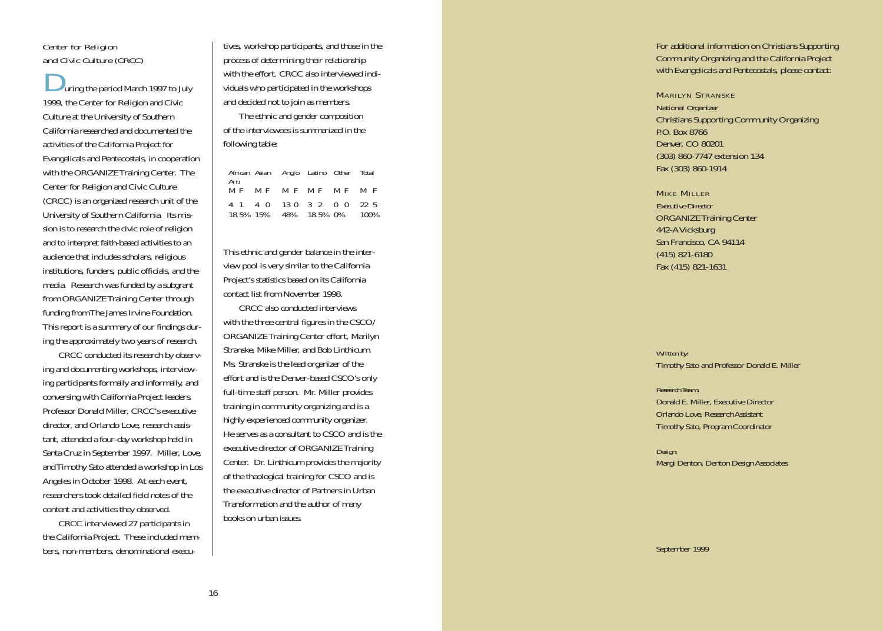## Center for Religion and Civic Culture (CRCC)

During the period March 1997 to July 1999, the Center for Religion and Civic Culture at the University of Southern California researched and documented the activities of the California Project for Evangelicals and Pentecostals, in cooperation with the ORGANIZE Training Center. The Center for Religion and Civic Culture (CRCC) is an organized research unit of the University of Southern California. Its mission is to research the civic role of religion and to interpret faith-based activities to an audience that includes scholars, religious institutions, funders, public officials, and the media. Research was funded by a subgrant from ORGANIZE Training Center through funding from The James Irvine Foundation. This report is a summary of our findings during the approximately two years of research.

CRCC conducted its research by observing and documenting workshops, interviewing participants formally and informally, and conversing with California Project leaders. Professor Donald Miller, CRCC's executive director, and Orlando Love, research assistant, attended a four-day workshop held in Santa Cruz in September 1997. Miller, Love, and Timothy Sato attended a workshop in Los Angeles in October 1998. At each event, researchers took detailed field notes of the content and activities they observed.

CRCC interviewed 27 participants in the California Project. These included members, non-members, denominational executives, workshop participants, and those in the process of determining their relationship with the effort. CRCC also interviewed individuals who participated in the workshops and decided not to join as members.

The ethnic and gender composition of the interviewees is summarized in the following table:

| African Am. | | Asian | | Anglo | | Latino | | Other | | Total | |
|---|---|---|---|---|---|---|---|---|---|---|---|
| M | F | M | F | M | F | M | F | M | F | M | F |
| 4 | 1 | 4 | 0 | 13 | 0 | 3 | 2 | 0 | 0 | 22 | 5 |
| 18.5% | | 15% | | 48% | | 18.5% | | 0% | | 100% | |

This ethnic and gender balance in the interview pool is very similar to the California Project's statistics based on its California contact list from November 1998.

CRCC also conducted interviews with the three central figures in the CSCO/ORGANIZE Training Center effort, Marilyn Stranske, Mike Miller, and Bob Linthicum. Ms. Stranske is the lead organizer of the effort and is the Denver-based CSCO's only full-time staff person. Mr. Miller provides training in community organizing and is a highly experienced community organizer. He serves as a consultant to CSCO and is the executive director of ORGANIZE Training Center. Dr. Linthicum provides the majority of the theological training for CSCO and is the executive director of Partners in Urban Transformation and the author of many books on urban issues.

For additional information on Christians Supporting Community Organizing and the California Project with Evangelicals and Pentecostals, please contact:

MARILYN STRANSKE
*National Organizer*
Christians Supporting Community Organizing
P.O. Box 8766
Denver, CO 80201
(303) 860-7747 extension 134
Fax (303) 860-1914

MIKE MILLER
*Executive Director*
ORGANIZE Training Center
442-A Vicksburg
San Francisco, CA 94114
(415) 821-6180
Fax (415) 821-1631

*Written by:*
Timothy Sato and Professor Donald E. Miller

*Research Team:*
Donald E. Miller, Executive Director
Orlando Love, Research Assistant
Timothy Sato, Program Coordinator

*Design:*
Margi Denton, Denton Design Associates

September 1999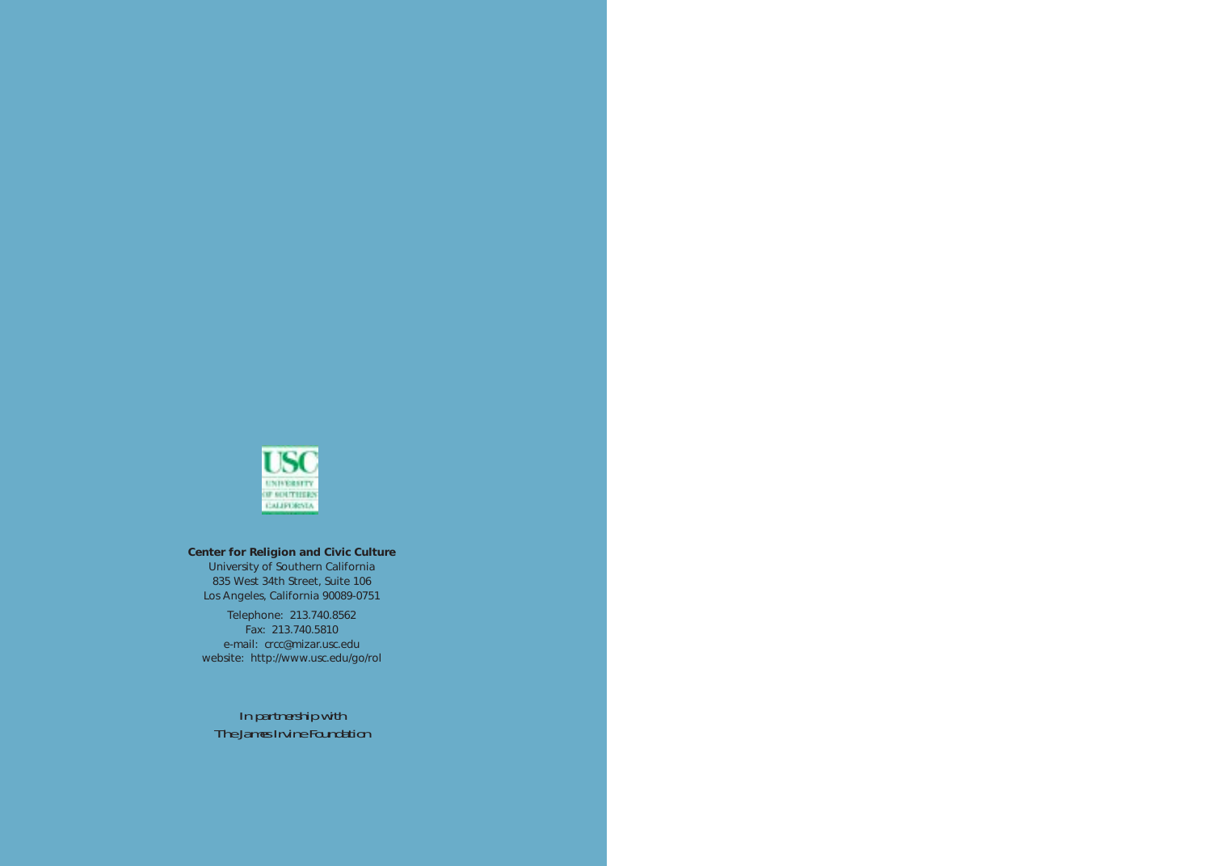**Center for Religion and Civic Culture**
University of Southern California
835 West 34th Street, Suite 106
Los Angeles, California 90089-0751

Telephone: 213.740.8562
Fax: 213.740.5810
e-mail: crcc@mizar.usc.edu
website: http://www.usc.edu/go/rol

*In partnership with*
*The James Irvine Foundation*